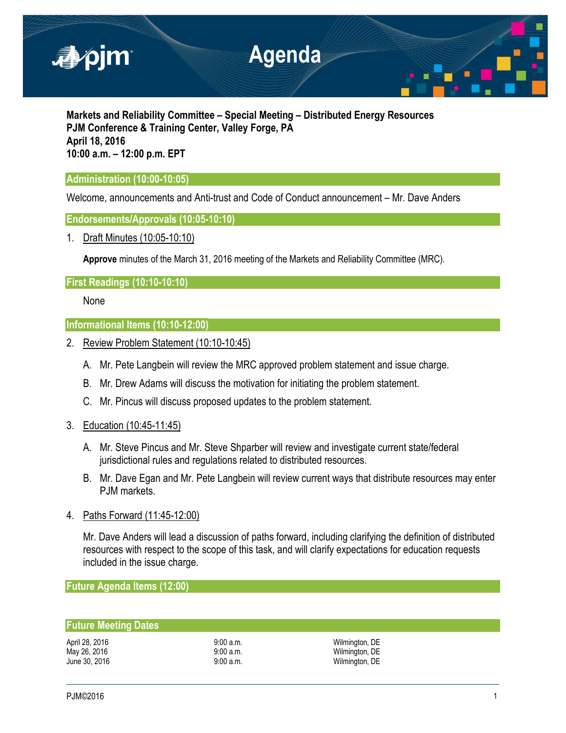# Agenda

**Markets and Reliability Committee – Special Meeting – Distributed Energy Resources**
**PJM Conference & Training Center, Valley Forge, PA**
**April 18, 2016**
**10:00 a.m. – 12:00 p.m. EPT**

## Administration (10:00-10:05)

Welcome, announcements and Anti-trust and Code of Conduct announcement – Mr. Dave Anders

## Endorsements/Approvals (10:05-10:10)

1. Draft Minutes (10:05-10:10)

   **Approve** minutes of the March 31, 2016 meeting of the Markets and Reliability Committee (MRC).

## First Readings (10:10-10:10)

None

## Informational Items (10:10-12:00)

2. Review Problem Statement (10:10-10:45)

   A. Mr. Pete Langbein will review the MRC approved problem statement and issue charge.

   B. Mr. Drew Adams will discuss the motivation for initiating the problem statement.

   C. Mr. Pincus will discuss proposed updates to the problem statement.

3. Education (10:45-11:45)

   A. Mr. Steve Pincus and Mr. Steve Shparber will review and investigate current state/federal jurisdictional rules and regulations related to distributed resources.

   B. Mr. Dave Egan and Mr. Pete Langbein will review current ways that distribute resources may enter PJM markets.

4. Paths Forward (11:45-12:00)

   Mr. Dave Anders will lead a discussion of paths forward, including clarifying the definition of distributed resources with respect to the scope of this task, and will clarify expectations for education requests included in the issue charge.

## Future Agenda Items (12:00)

## Future Meeting Dates

| | | |
|---|---|---|
| April 28, 2016 | 9:00 a.m. | Wilmington, DE |
| May 26, 2016 | 9:00 a.m. | Wilmington, DE |
| June 30, 2016 | 9:00 a.m. | Wilmington, DE |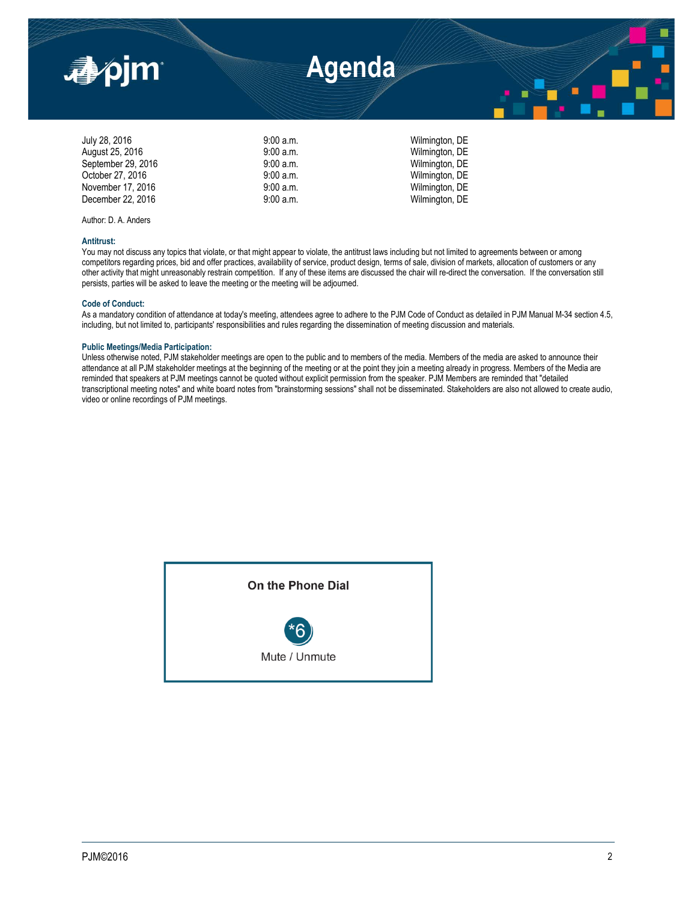# Agenda

| | | |
|---|---|---|
| July 28, 2016 | 9:00 a.m. | Wilmington, DE |
| August 25, 2016 | 9:00 a.m. | Wilmington, DE |
| September 29, 2016 | 9:00 a.m. | Wilmington, DE |
| October 27, 2016 | 9:00 a.m. | Wilmington, DE |
| November 17, 2016 | 9:00 a.m. | Wilmington, DE |
| December 22, 2016 | 9:00 a.m. | Wilmington, DE |

Author: D. A. Anders

**Antitrust:**

You may not discuss any topics that violate, or that might appear to violate, the antitrust laws including but not limited to agreements between or among competitors regarding prices, bid and offer practices, availability of service, product design, terms of sale, division of markets, allocation of customers or any other activity that might unreasonably restrain competition. If any of these items are discussed the chair will re-direct the conversation. If the conversation still persists, parties will be asked to leave the meeting or the meeting will be adjourned.

**Code of Conduct:**

As a mandatory condition of attendance at today's meeting, attendees agree to adhere to the PJM Code of Conduct as detailed in PJM Manual M-34 section 4.5, including, but not limited to, participants' responsibilities and rules regarding the dissemination of meeting discussion and materials.

**Public Meetings/Media Participation:**

Unless otherwise noted, PJM stakeholder meetings are open to the public and to members of the media. Members of the media are asked to announce their attendance at all PJM stakeholder meetings at the beginning of the meeting or at the point they join a meeting already in progress. Members of the Media are reminded that speakers at PJM meetings cannot be quoted without explicit permission from the speaker. PJM Members are reminded that "detailed transcriptional meeting notes" and white board notes from "brainstorming sessions" shall not be disseminated. Stakeholders are also not allowed to create audio, video or online recordings of PJM meetings.

**On the Phone Dial**

*6

Mute / Unmute